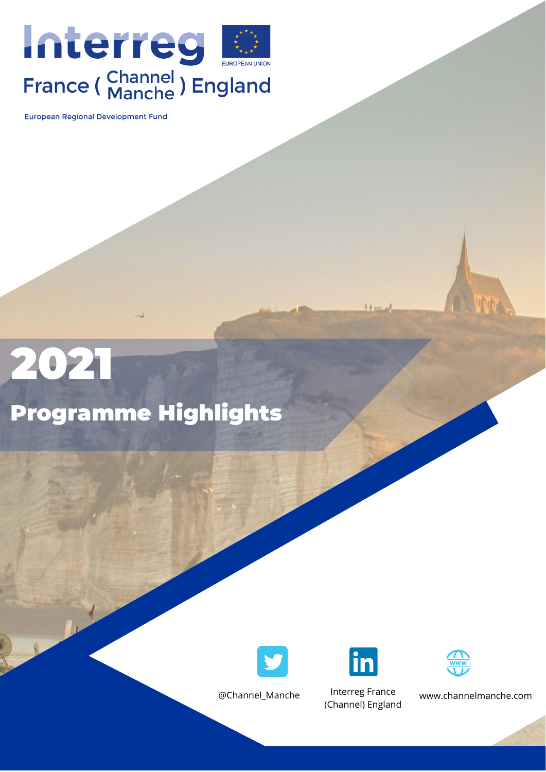Interreg

EUROPEAN UNION

France ( Channel Manche ) England

European Regional Development Fund

# 2021

## Programme Highlights

@Channel_Manche

Interreg France (Channel) England

www.channelmanche.com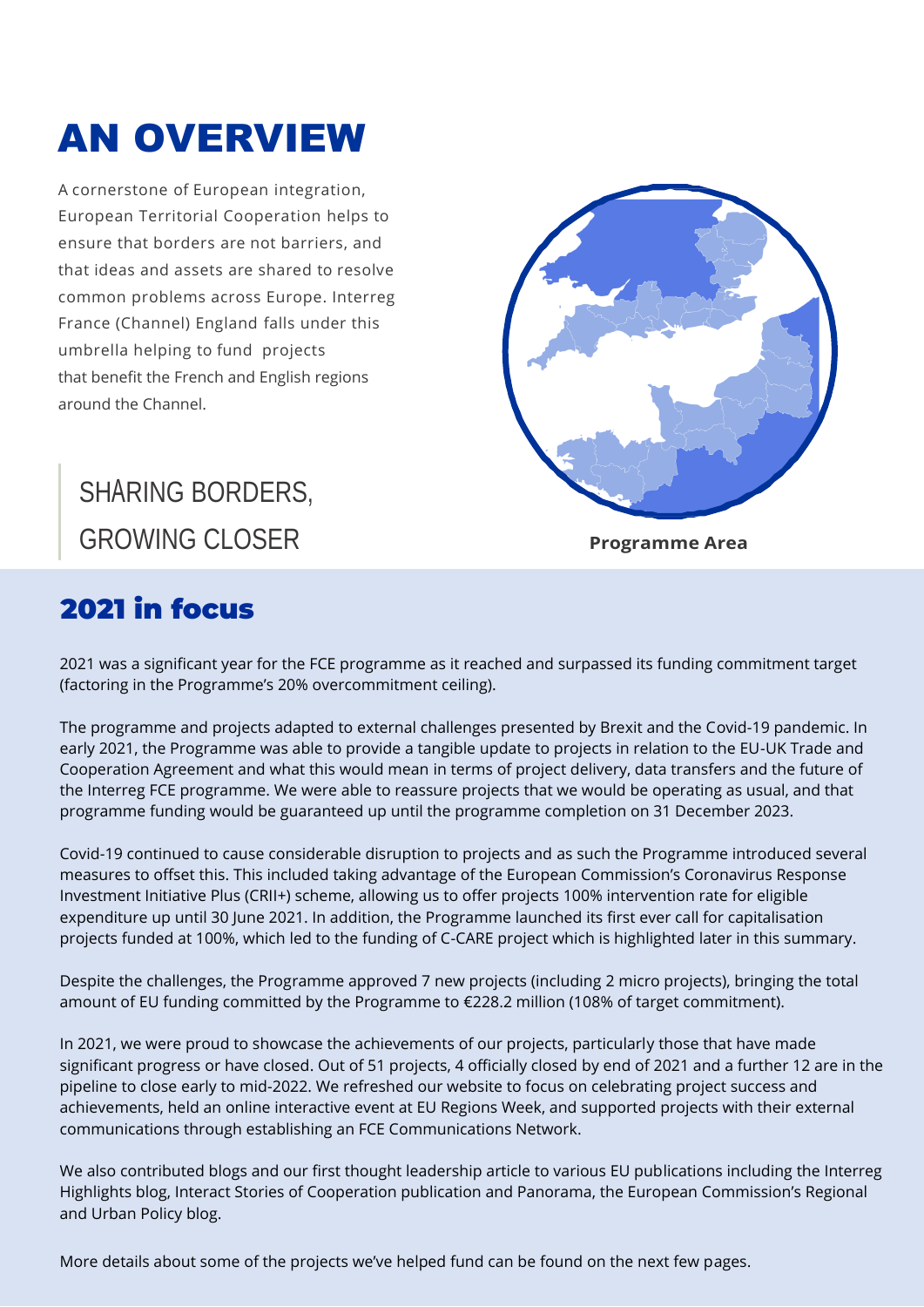# AN OVERVIEW

A cornerstone of European integration, European Territorial Cooperation helps to ensure that borders are not barriers, and that ideas and assets are shared to resolve common problems across Europe. Interreg France (Channel) England falls under this umbrella helping to fund projects that benefit the French and English regions around the Channel.

SHARING BORDERS, GROWING CLOSER

**Programme Area**

## 2021 in focus

2021 was a significant year for the FCE programme as it reached and surpassed its funding commitment target (factoring in the Programme's 20% overcommitment ceiling).

The programme and projects adapted to external challenges presented by Brexit and the Covid-19 pandemic. In early 2021, the Programme was able to provide a tangible update to projects in relation to the EU-UK Trade and Cooperation Agreement and what this would mean in terms of project delivery, data transfers and the future of the Interreg FCE programme. We were able to reassure projects that we would be operating as usual, and that programme funding would be guaranteed up until the programme completion on 31 December 2023.

Covid-19 continued to cause considerable disruption to projects and as such the Programme introduced several measures to offset this. This included taking advantage of the European Commission's Coronavirus Response Investment Initiative Plus (CRII+) scheme, allowing us to offer projects 100% intervention rate for eligible expenditure up until 30 June 2021. In addition, the Programme launched its first ever call for capitalisation projects funded at 100%, which led to the funding of C-CARE project which is highlighted later in this summary.

Despite the challenges, the Programme approved 7 new projects (including 2 micro projects), bringing the total amount of EU funding committed by the Programme to €228.2 million (108% of target commitment).

In 2021, we were proud to showcase the achievements of our projects, particularly those that have made significant progress or have closed. Out of 51 projects, 4 officially closed by end of 2021 and a further 12 are in the pipeline to close early to mid-2022. We refreshed our website to focus on celebrating project success and achievements, held an online interactive event at EU Regions Week, and supported projects with their external communications through establishing an FCE Communications Network.

We also contributed blogs and our first thought leadership article to various EU publications including the Interreg Highlights blog, Interact Stories of Cooperation publication and Panorama, the European Commission's Regional and Urban Policy blog.

More details about some of the projects we've helped fund can be found on the next few pages.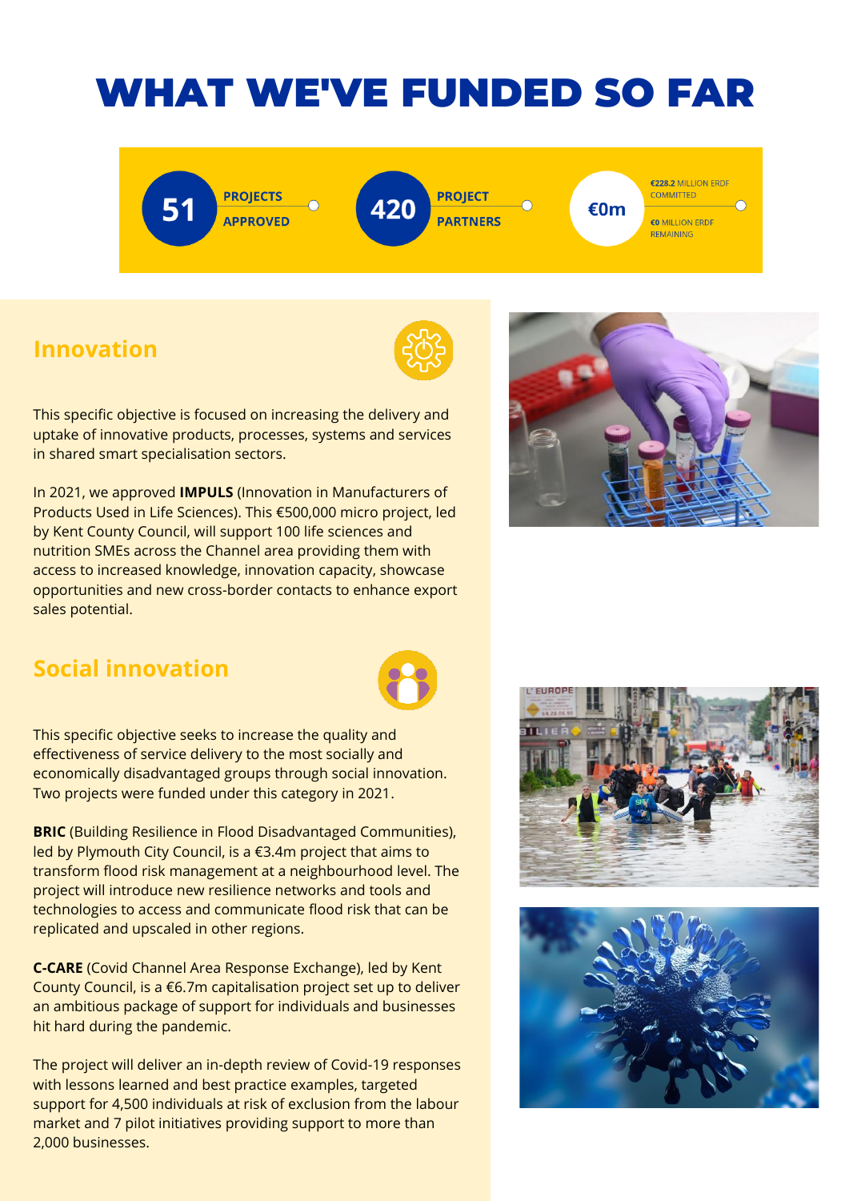# WHAT WE'VE FUNDED SO FAR

**51** PROJECTS APPROVED

**420** PROJECT PARTNERS

**€0m** **€228.2** MILLION ERDF COMMITTED

**€0** MILLION ERDF REMAINING

## Innovation

This specific objective is focused on increasing the delivery and uptake of innovative products, processes, systems and services in shared smart specialisation sectors.

In 2021, we approved **IMPULS** (Innovation in Manufacturers of Products Used in Life Sciences). This €500,000 micro project, led by Kent County Council, will support 100 life sciences and nutrition SMEs across the Channel area providing them with access to increased knowledge, innovation capacity, showcase opportunities and new cross-border contacts to enhance export sales potential.

## Social innovation

This specific objective seeks to increase the quality and effectiveness of service delivery to the most socially and economically disadvantaged groups through social innovation. Two projects were funded under this category in 2021.

**BRIC** (Building Resilience in Flood Disadvantaged Communities), led by Plymouth City Council, is a €3.4m project that aims to transform flood risk management at a neighbourhood level. The project will introduce new resilience networks and tools and technologies to access and communicate flood risk that can be replicated and upscaled in other regions.

**C-CARE** (Covid Channel Area Response Exchange), led by Kent County Council, is a €6.7m capitalisation project set up to deliver an ambitious package of support for individuals and businesses hit hard during the pandemic.

The project will deliver an in-depth review of Covid-19 responses with lessons learned and best practice examples, targeted support for 4,500 individuals at risk of exclusion from the labour market and 7 pilot initiatives providing support to more than 2,000 businesses.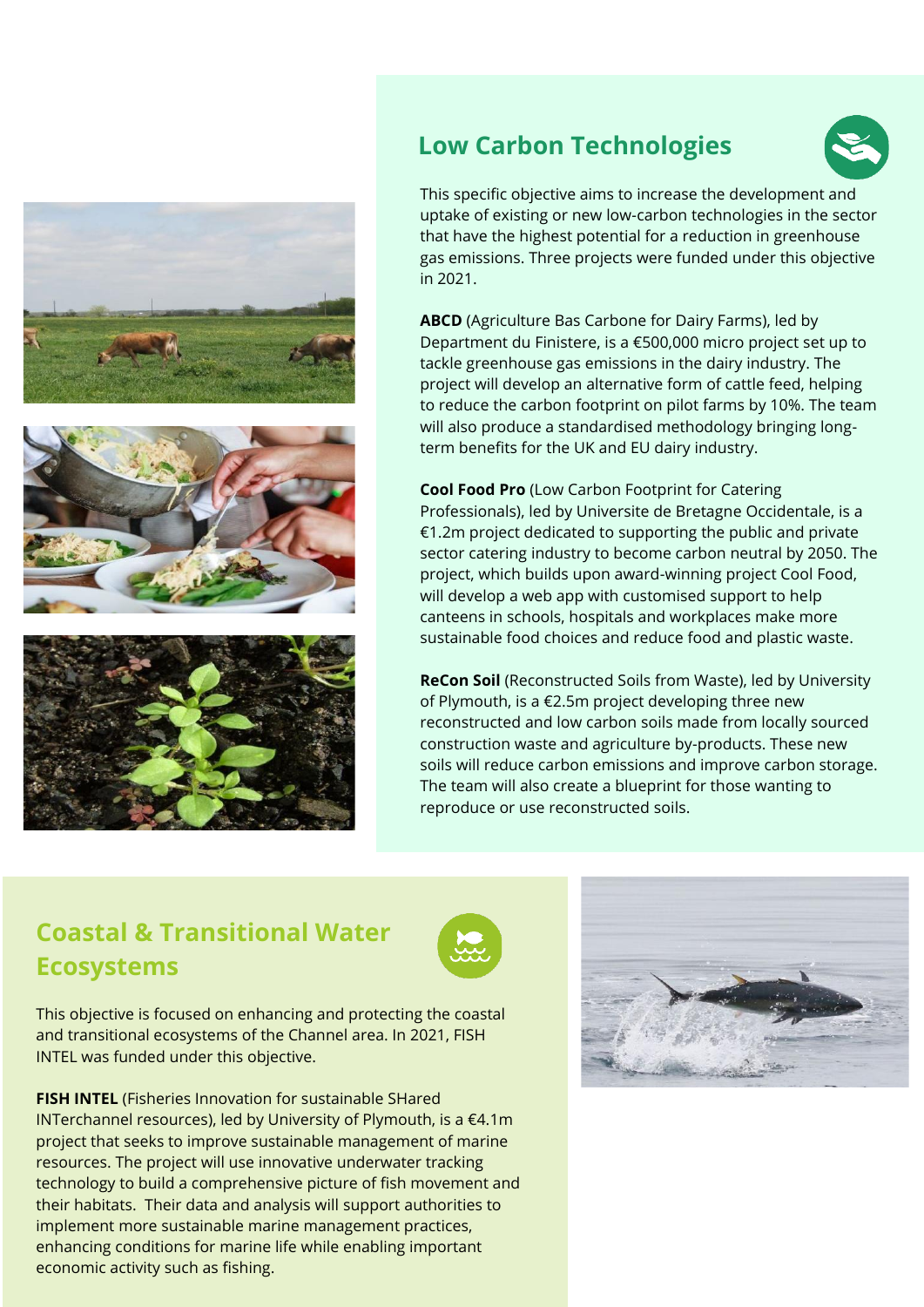## Low Carbon Technologies

This specific objective aims to increase the development and uptake of existing or new low-carbon technologies in the sector that have the highest potential for a reduction in greenhouse gas emissions. Three projects were funded under this objective in 2021.

**ABCD** (Agriculture Bas Carbone for Dairy Farms), led by Department du Finistere, is a €500,000 micro project set up to tackle greenhouse gas emissions in the dairy industry. The project will develop an alternative form of cattle feed, helping to reduce the carbon footprint on pilot farms by 10%. The team will also produce a standardised methodology bringing long-term benefits for the UK and EU dairy industry.

**Cool Food Pro** (Low Carbon Footprint for Catering Professionals), led by Universite de Bretagne Occidentale, is a €1.2m project dedicated to supporting the public and private sector catering industry to become carbon neutral by 2050. The project, which builds upon award-winning project Cool Food, will develop a web app with customised support to help canteens in schools, hospitals and workplaces make more sustainable food choices and reduce food and plastic waste.

**ReCon Soil** (Reconstructed Soils from Waste), led by University of Plymouth, is a €2.5m project developing three new reconstructed and low carbon soils made from locally sourced construction waste and agriculture by-products. These new soils will reduce carbon emissions and improve carbon storage. The team will also create a blueprint for those wanting to reproduce or use reconstructed soils.

## Coastal & Transitional Water Ecosystems

This objective is focused on enhancing and protecting the coastal and transitional ecosystems of the Channel area. In 2021, FISH INTEL was funded under this objective.

**FISH INTEL** (Fisheries Innovation for sustainable SHared INTerchannel resources), led by University of Plymouth, is a €4.1m project that seeks to improve sustainable management of marine resources. The project will use innovative underwater tracking technology to build a comprehensive picture of fish movement and their habitats. Their data and analysis will support authorities to implement more sustainable marine management practices, enhancing conditions for marine life while enabling important economic activity such as fishing.